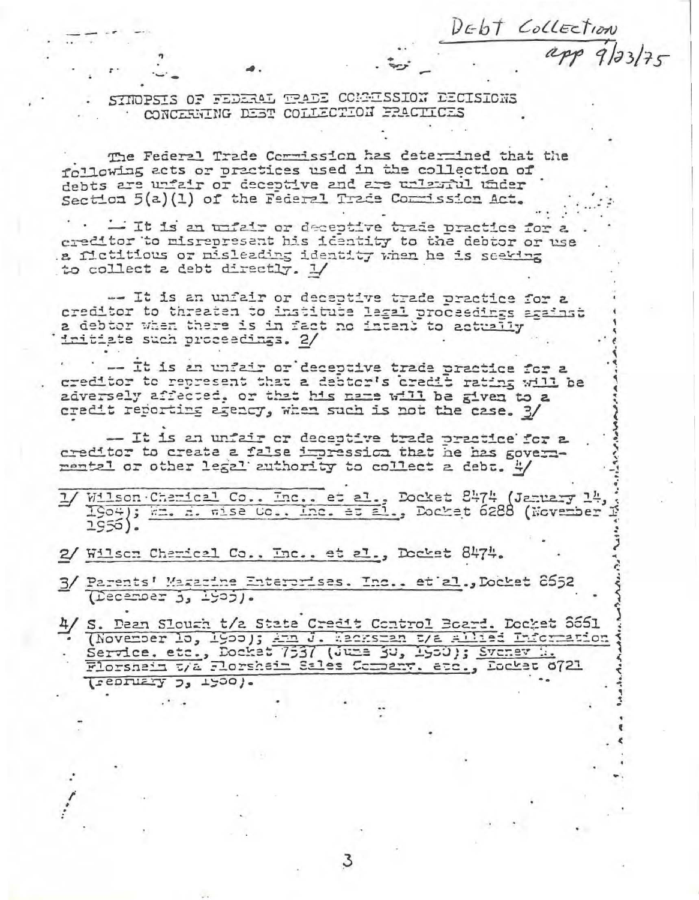Debt Collection
app 9/23/75

SYNOPSIS OF FEDERAL TRADE COMMISSION DECISIONS CONCERNING DEBT COLLECTION PRACTICES

The Federal Trade Commission has determined that the following acts or practices used in the collection of debts are unfair or deceptive and are unlawful under Section 5(a)(1) of the Federal Trade Commission Act.

-- It is an unfair or deceptive trade practice for a creditor to misrepresent his identity to the debtor or use a fictitious or misleading identity when he is seeking to collect a debt directly. 1/

-- It is an unfair or deceptive trade practice for a creditor to threaten to institute legal proceedings against a debtor when there is in fact no intent to actually initiate such proceedings. 2/

-- It is an unfair or deceptive trade practice for a creditor to represent that a debtor's credit rating will be adversely affected, or that his name will be given to a credit reporting agency, when such is not the case. 3/

-- It is an unfair or deceptive trade practice for a creditor to create a false impression that he has governmental or other legal authority to collect a debt. 4/

---

1/ Wilson Chemical Co., Inc., et al., Docket 8474 (January 14, 1964); Wm. H. Wise Co., Inc. et al., Docket 6288 (November 1956).

2/ Wilson Chemical Co., Inc., et al., Docket 8474.

3/ Parents' Magazine Enterprises, Inc., et al., Docket 8652 (December 3, 1965).

4/ S. Dean Slough t/a State Credit Control Board, Docket 8651 (November 10, 1966); Ann J. Hacksman t/a Allied Information Service, etc., Docket 7537 (June 30, 1960); Sydney M. Florsheim t/a Florsheim Sales Company, etc., Docket 6721 (February 5, 1960).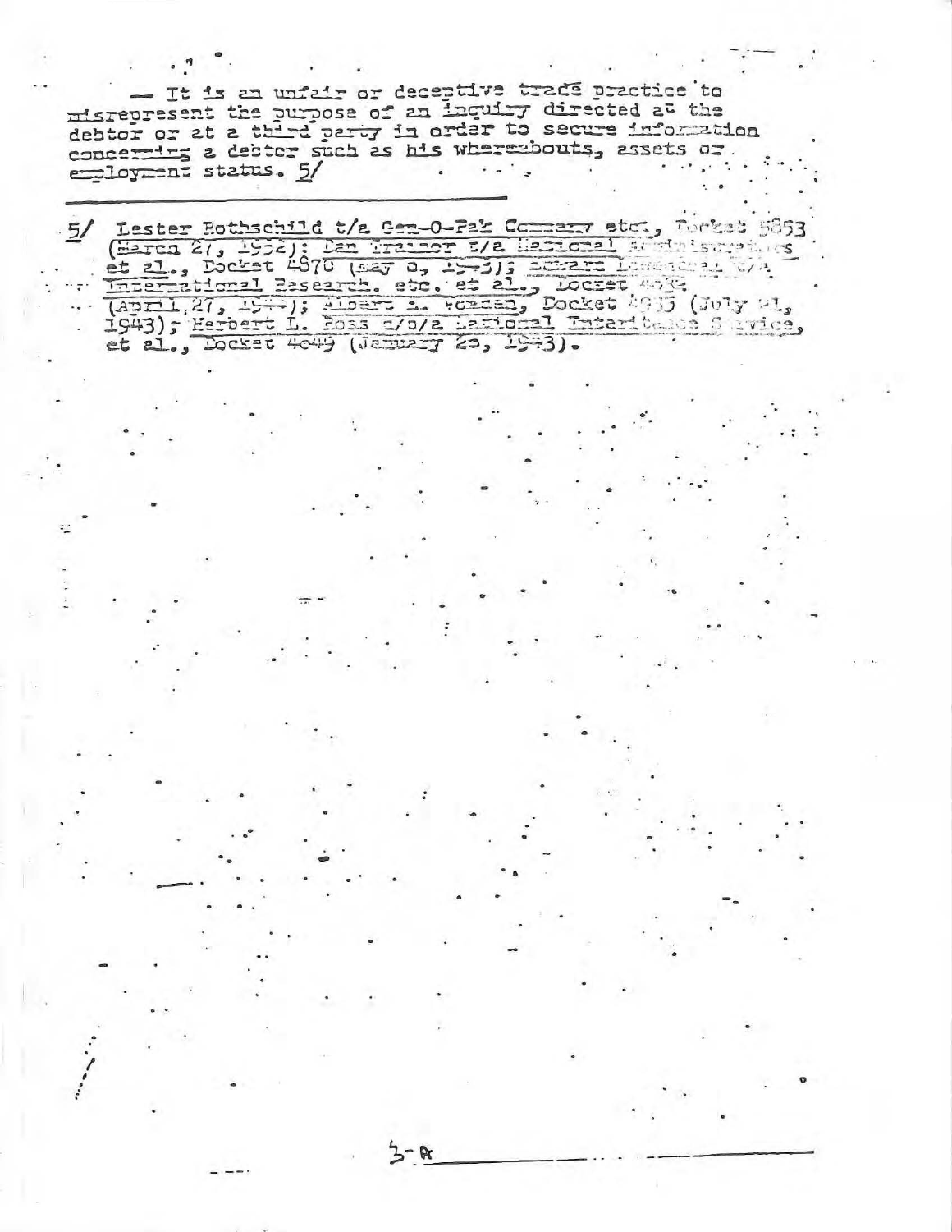— It is an unfair or deceptive trade practice to misrepresent the purpose of an inquiry directed at the debtor or at a third party in order to secure information concerning a debtor such as his whereabouts, assets or employment status. 5/

---

5/ Lester Rothschild t/a Gen-O-Pak Company etc., Docket 5853 (March 27, 1952); Dan Trainor t/a National Administrators et al., Docket 4870 (May 8, 1943); Edward Lowenthal t/a International Research, etc. et al., Docket 4038 (April 27, 1944); Albert A. Foreman, Docket 4935 (July 21, 1943); Herbert L. Ross d/b/a National Inheritance Service, et al., Docket 4049 (January 26, 1943).